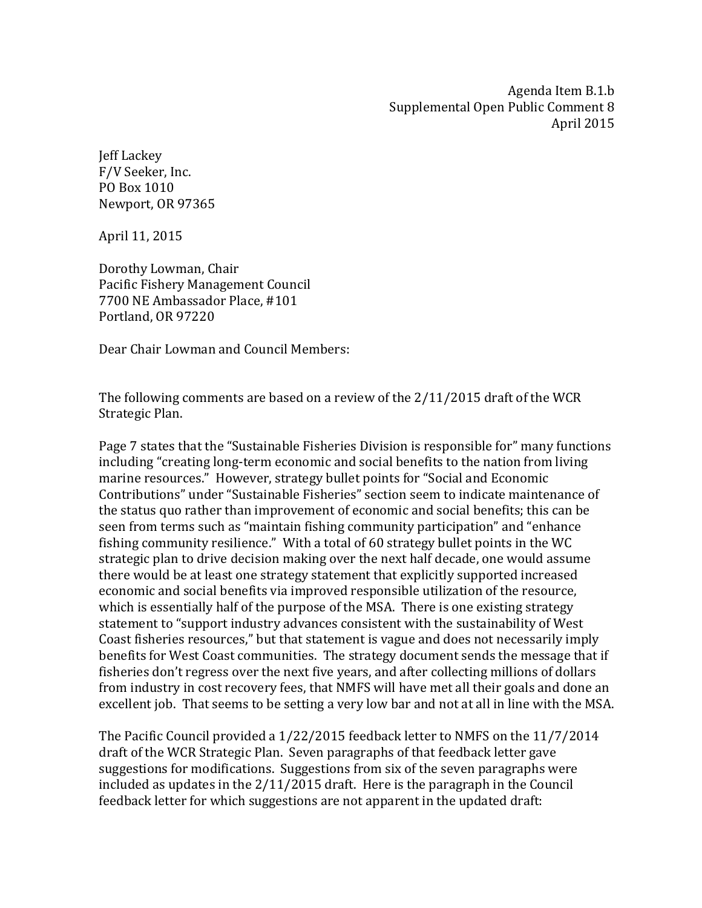Agenda Item B.1.b
Supplemental Open Public Comment 8
April 2015

Jeff Lackey
F/V Seeker, Inc.
PO Box 1010
Newport, OR 97365

April 11, 2015

Dorothy Lowman, Chair
Pacific Fishery Management Council
7700 NE Ambassador Place, #101
Portland, OR 97220

Dear Chair Lowman and Council Members:

The following comments are based on a review of the 2/11/2015 draft of the WCR Strategic Plan.

Page 7 states that the "Sustainable Fisheries Division is responsible for" many functions including "creating long-term economic and social benefits to the nation from living marine resources." However, strategy bullet points for "Social and Economic Contributions" under "Sustainable Fisheries" section seem to indicate maintenance of the status quo rather than improvement of economic and social benefits; this can be seen from terms such as "maintain fishing community participation" and "enhance fishing community resilience." With a total of 60 strategy bullet points in the WC strategic plan to drive decision making over the next half decade, one would assume there would be at least one strategy statement that explicitly supported increased economic and social benefits via improved responsible utilization of the resource, which is essentially half of the purpose of the MSA. There is one existing strategy statement to "support industry advances consistent with the sustainability of West Coast fisheries resources," but that statement is vague and does not necessarily imply benefits for West Coast communities. The strategy document sends the message that if fisheries don't regress over the next five years, and after collecting millions of dollars from industry in cost recovery fees, that NMFS will have met all their goals and done an excellent job. That seems to be setting a very low bar and not at all in line with the MSA.

The Pacific Council provided a 1/22/2015 feedback letter to NMFS on the 11/7/2014 draft of the WCR Strategic Plan. Seven paragraphs of that feedback letter gave suggestions for modifications. Suggestions from six of the seven paragraphs were included as updates in the 2/11/2015 draft. Here is the paragraph in the Council feedback letter for which suggestions are not apparent in the updated draft: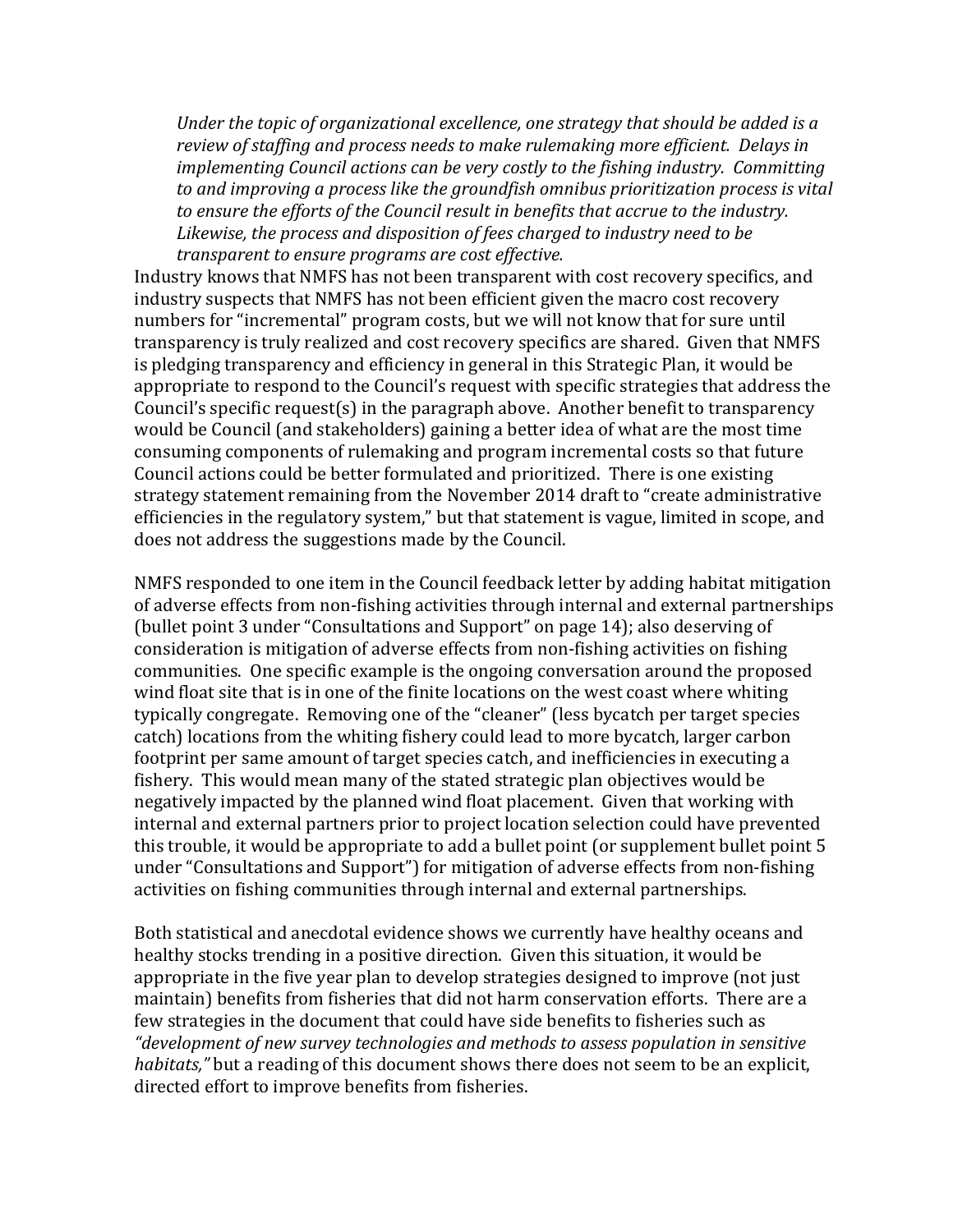> *Under the topic of organizational excellence, one strategy that should be added is a review of staffing and process needs to make rulemaking more efficient. Delays in implementing Council actions can be very costly to the fishing industry. Committing to and improving a process like the groundfish omnibus prioritization process is vital to ensure the efforts of the Council result in benefits that accrue to the industry. Likewise, the process and disposition of fees charged to industry need to be transparent to ensure programs are cost effective.*

Industry knows that NMFS has not been transparent with cost recovery specifics, and industry suspects that NMFS has not been efficient given the macro cost recovery numbers for "incremental" program costs, but we will not know that for sure until transparency is truly realized and cost recovery specifics are shared. Given that NMFS is pledging transparency and efficiency in general in this Strategic Plan, it would be appropriate to respond to the Council's request with specific strategies that address the Council's specific request(s) in the paragraph above. Another benefit to transparency would be Council (and stakeholders) gaining a better idea of what are the most time consuming components of rulemaking and program incremental costs so that future Council actions could be better formulated and prioritized. There is one existing strategy statement remaining from the November 2014 draft to "create administrative efficiencies in the regulatory system," but that statement is vague, limited in scope, and does not address the suggestions made by the Council.

NMFS responded to one item in the Council feedback letter by adding habitat mitigation of adverse effects from non-fishing activities through internal and external partnerships (bullet point 3 under "Consultations and Support" on page 14); also deserving of consideration is mitigation of adverse effects from non-fishing activities on fishing communities. One specific example is the ongoing conversation around the proposed wind float site that is in one of the finite locations on the west coast where whiting typically congregate. Removing one of the "cleaner" (less bycatch per target species catch) locations from the whiting fishery could lead to more bycatch, larger carbon footprint per same amount of target species catch, and inefficiencies in executing a fishery. This would mean many of the stated strategic plan objectives would be negatively impacted by the planned wind float placement. Given that working with internal and external partners prior to project location selection could have prevented this trouble, it would be appropriate to add a bullet point (or supplement bullet point 5 under "Consultations and Support") for mitigation of adverse effects from non-fishing activities on fishing communities through internal and external partnerships.

Both statistical and anecdotal evidence shows we currently have healthy oceans and healthy stocks trending in a positive direction. Given this situation, it would be appropriate in the five year plan to develop strategies designed to improve (not just maintain) benefits from fisheries that did not harm conservation efforts. There are a few strategies in the document that could have side benefits to fisheries such as *"development of new survey technologies and methods to assess population in sensitive habitats,"* but a reading of this document shows there does not seem to be an explicit, directed effort to improve benefits from fisheries.